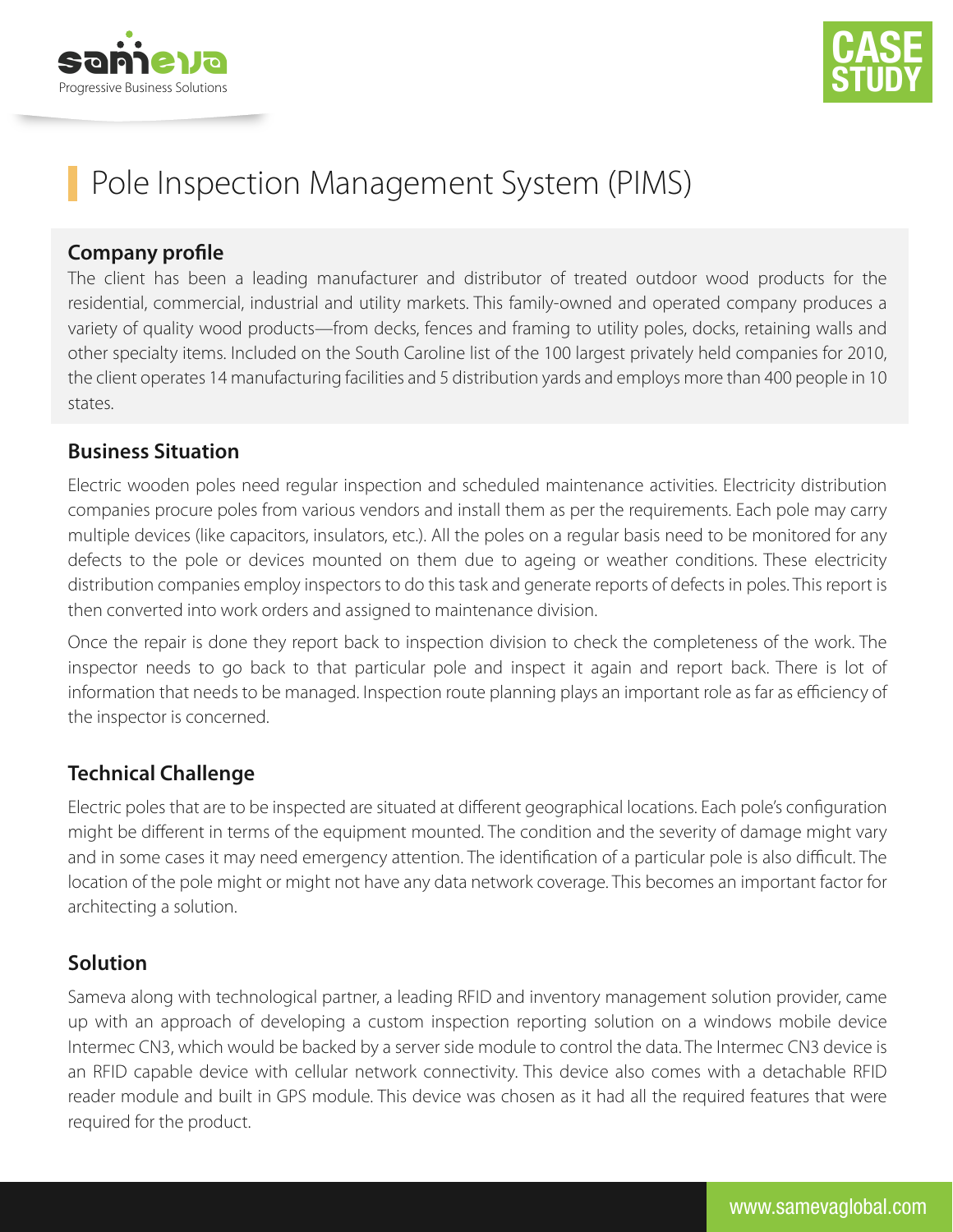# Pole Inspection Management System (PIMS)

## Company profile

The client has been a leading manufacturer and distributor of treated outdoor wood products for the residential, commercial, industrial and utility markets. This family-owned and operated company produces a variety of quality wood products—from decks, fences and framing to utility poles, docks, retaining walls and other specialty items. Included on the South Caroline list of the 100 largest privately held companies for 2010, the client operates 14 manufacturing facilities and 5 distribution yards and employs more than 400 people in 10 states.

## Business Situation

Electric wooden poles need regular inspection and scheduled maintenance activities. Electricity distribution companies procure poles from various vendors and install them as per the requirements. Each pole may carry multiple devices (like capacitors, insulators, etc.). All the poles on a regular basis need to be monitored for any defects to the pole or devices mounted on them due to ageing or weather conditions. These electricity distribution companies employ inspectors to do this task and generate reports of defects in poles. This report is then converted into work orders and assigned to maintenance division.

Once the repair is done they report back to inspection division to check the completeness of the work. The inspector needs to go back to that particular pole and inspect it again and report back. There is lot of information that needs to be managed. Inspection route planning plays an important role as far as efficiency of the inspector is concerned.

## Technical Challenge

Electric poles that are to be inspected are situated at different geographical locations. Each pole's configuration might be different in terms of the equipment mounted. The condition and the severity of damage might vary and in some cases it may need emergency attention. The identification of a particular pole is also difficult. The location of the pole might or might not have any data network coverage. This becomes an important factor for architecting a solution.

## Solution

Sameva along with technological partner, a leading RFID and inventory management solution provider, came up with an approach of developing a custom inspection reporting solution on a windows mobile device Intermec CN3, which would be backed by a server side module to control the data. The Intermec CN3 device is an RFID capable device with cellular network connectivity. This device also comes with a detachable RFID reader module and built in GPS module. This device was chosen as it had all the required features that were required for the product.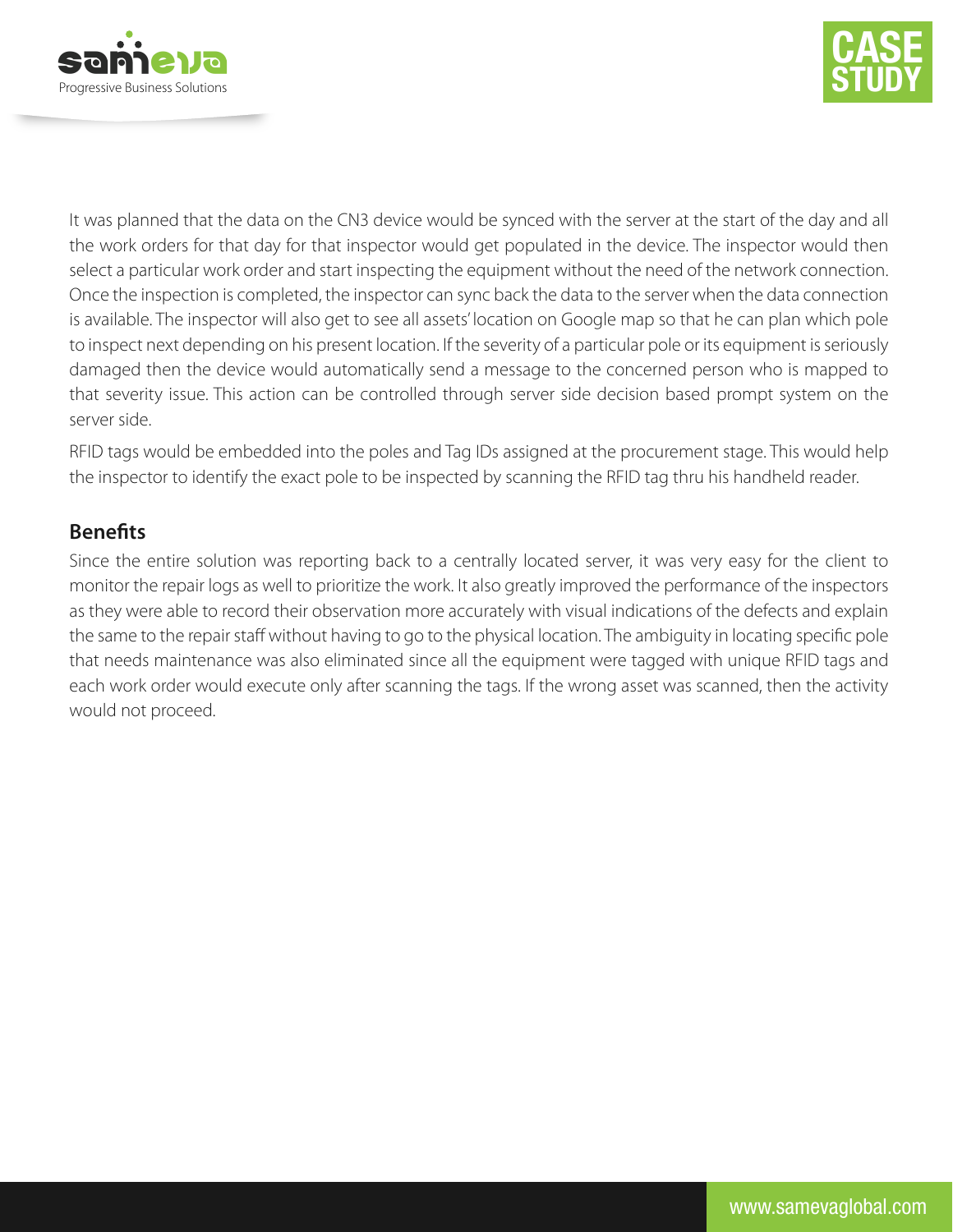It was planned that the data on the CN3 device would be synced with the server at the start of the day and all the work orders for that day for that inspector would get populated in the device. The inspector would then select a particular work order and start inspecting the equipment without the need of the network connection. Once the inspection is completed, the inspector can sync back the data to the server when the data connection is available. The inspector will also get to see all assets' location on Google map so that he can plan which pole to inspect next depending on his present location. If the severity of a particular pole or its equipment is seriously damaged then the device would automatically send a message to the concerned person who is mapped to that severity issue. This action can be controlled through server side decision based prompt system on the server side.

RFID tags would be embedded into the poles and Tag IDs assigned at the procurement stage. This would help the inspector to identify the exact pole to be inspected by scanning the RFID tag thru his handheld reader.

## Benefits

Since the entire solution was reporting back to a centrally located server, it was very easy for the client to monitor the repair logs as well to prioritize the work. It also greatly improved the performance of the inspectors as they were able to record their observation more accurately with visual indications of the defects and explain the same to the repair staff without having to go to the physical location. The ambiguity in locating specific pole that needs maintenance was also eliminated since all the equipment were tagged with unique RFID tags and each work order would execute only after scanning the tags. If the wrong asset was scanned, then the activity would not proceed.